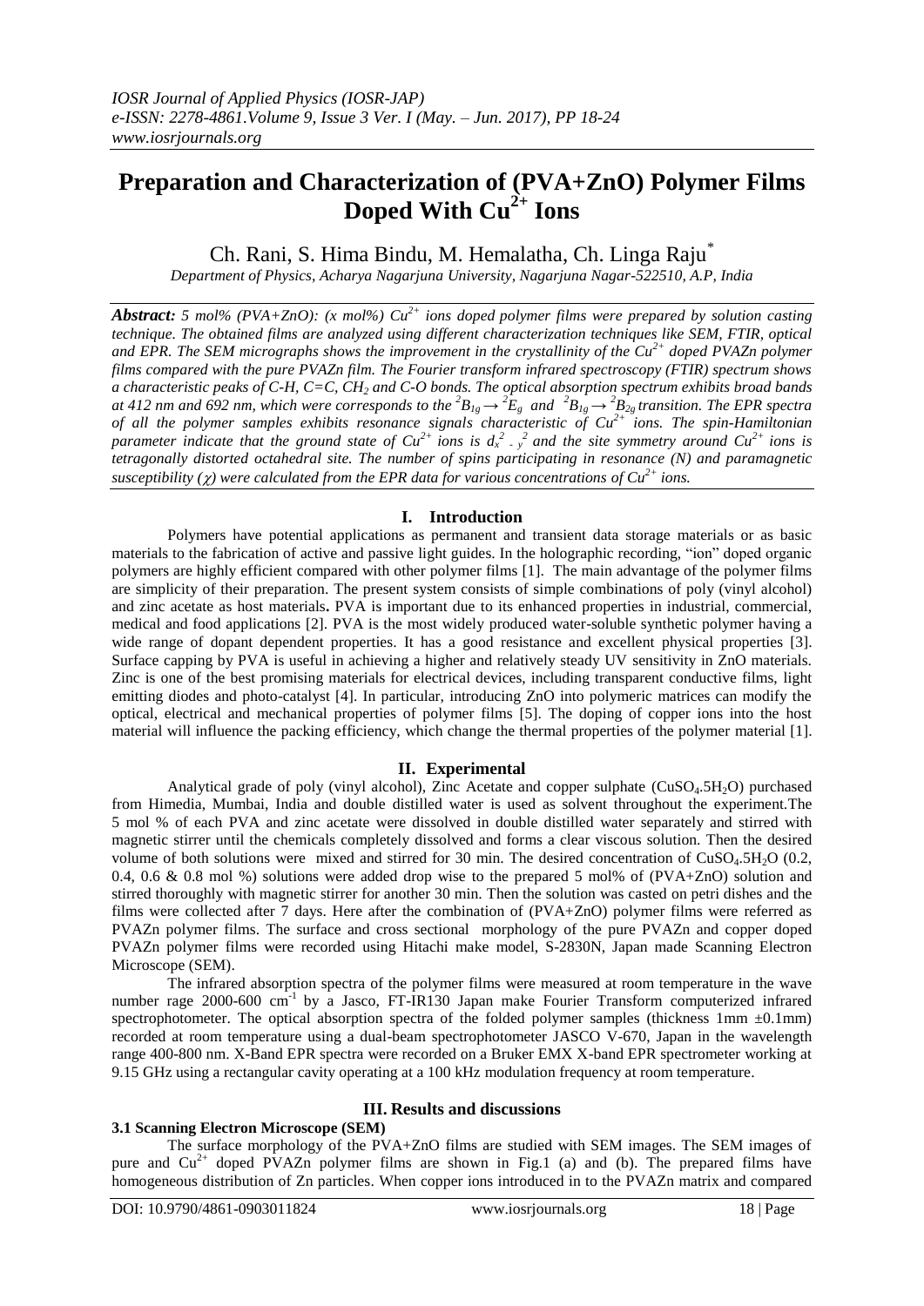# Preparation and Characterization of (PVA+ZnO) Polymer Films Doped With $Cu^{2+}$ Ions

Ch. Rani, S. Hima Bindu, M. Hemalatha, Ch. Linga Raju*

*Department of Physics, Acharya Nagarjuna University, Nagarjuna Nagar-522510, A.P, India*

***Abstract:*** *5 mol% (PVA+ZnO): (x mol%) $Cu^{2+}$ ions doped polymer films were prepared by solution casting technique. The obtained films are analyzed using different characterization techniques like SEM, FTIR, optical and EPR. The SEM micrographs shows the improvement in the crystallinity of the $Cu^{2+}$ doped PVAZn polymer films compared with the pure PVAZn film. The Fourier transform infrared spectroscopy (FTIR) spectrum shows a characteristic peaks of C-H, C=C, $CH_2$ and C-O bonds. The optical absorption spectrum exhibits broad bands at 412 nm and 692 nm, which were corresponds to the ${}^2B_{1g} \rightarrow {}^2E_g$ and ${}^2B_{1g} \rightarrow {}^2B_{2g}$ transition. The EPR spectra of all the polymer samples exhibits resonance signals characteristic of $Cu^{2+}$ ions. The spin-Hamiltonian parameter indicate that the ground state of $Cu^{2+}$ ions is $d_{x^2-y^2}$ and the site symmetry around $Cu^{2+}$ ions is tetragonally distorted octahedral site. The number of spins participating in resonance (N) and paramagnetic susceptibility ($\chi$) were calculated from the EPR data for various concentrations of $Cu^{2+}$ ions.*

## I. Introduction

Polymers have potential applications as permanent and transient data storage materials or as basic materials to the fabrication of active and passive light guides. In the holographic recording, "ion" doped organic polymers are highly efficient compared with other polymer films [1]. The main advantage of the polymer films are simplicity of their preparation. The present system consists of simple combinations of poly (vinyl alcohol) and zinc acetate as host materials**.** PVA is important due to its enhanced properties in industrial, commercial, medical and food applications [2]. PVA is the most widely produced water-soluble synthetic polymer having a wide range of dopant dependent properties. It has a good resistance and excellent physical properties [3]. Surface capping by PVA is useful in achieving a higher and relatively steady UV sensitivity in ZnO materials. Zinc is one of the best promising materials for electrical devices, including transparent conductive films, light emitting diodes and photo-catalyst [4]. In particular, introducing ZnO into polymeric matrices can modify the optical, electrical and mechanical properties of polymer films [5]. The doping of copper ions into the host material will influence the packing efficiency, which change the thermal properties of the polymer material [1].

## II. Experimental

Analytical grade of poly (vinyl alcohol), Zinc Acetate and copper sulphate ($CuSO_4.5H_2O$) purchased from Himedia, Mumbai, India and double distilled water is used as solvent throughout the experiment.The 5 mol % of each PVA and zinc acetate were dissolved in double distilled water separately and stirred with magnetic stirrer until the chemicals completely dissolved and forms a clear viscous solution. Then the desired volume of both solutions were mixed and stirred for 30 min. The desired concentration of $CuSO_4.5H_2O$ (0.2, 0.4, 0.6 & 0.8 mol %) solutions were added drop wise to the prepared 5 mol% of (PVA+ZnO) solution and stirred thoroughly with magnetic stirrer for another 30 min. Then the solution was casted on petri dishes and the films were collected after 7 days. Here after the combination of (PVA+ZnO) polymer films were referred as PVAZn polymer films. The surface and cross sectional morphology of the pure PVAZn and copper doped PVAZn polymer films were recorded using Hitachi make model, S-2830N, Japan made Scanning Electron Microscope (SEM).

The infrared absorption spectra of the polymer films were measured at room temperature in the wave number rage 2000-600 $cm^{-1}$ by a Jasco, FT-IR130 Japan make Fourier Transform computerized infrared spectrophotometer. The optical absorption spectra of the folded polymer samples (thickness 1mm $\pm$0.1mm) recorded at room temperature using a dual-beam spectrophotometer JASCO V-670, Japan in the wavelength range 400-800 nm. X-Band EPR spectra were recorded on a Bruker EMX X-band EPR spectrometer working at 9.15 GHz using a rectangular cavity operating at a 100 kHz modulation frequency at room temperature.

## III. Results and discussions

### 3.1 Scanning Electron Microscope (SEM)

The surface morphology of the PVA+ZnO films are studied with SEM images. The SEM images of pure and $Cu^{2+}$ doped PVAZn polymer films are shown in Fig.1 (a) and (b). The prepared films have homogeneous distribution of Zn particles. When copper ions introduced in to the PVAZn matrix and compared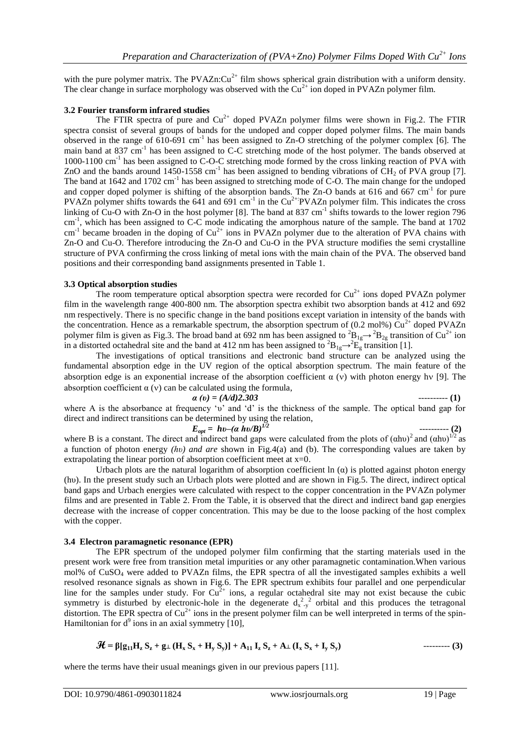with the pure polymer matrix. The PVAZn:$Cu^{2+}$ film shows spherical grain distribution with a uniform density. The clear change in surface morphology was observed with the $Cu^{2+}$ ion doped in PVAZn polymer film.

### 3.2 Fourier transform infrared studies

The FTIR spectra of pure and $Cu^{2+}$ doped PVAZn polymer films were shown in Fig.2. The FTIR spectra consist of several groups of bands for the undoped and copper doped polymer films. The main bands observed in the range of 610-691 $cm^{-1}$ has been assigned to Zn-O stretching of the polymer complex [6]. The main band at 837 $cm^{-1}$ has been assigned to C-C stretching mode of the host polymer. The bands observed at 1000-1100 $cm^{-1}$ has been assigned to C-O-C stretching mode formed by the cross linking reaction of PVA with ZnO and the bands around 1450-1558 $cm^{-1}$ has been assigned to bending vibrations of $CH_2$ of PVA group [7]. The band at 1642 and 1702 $cm^{-1}$ has been assigned to stretching mode of C-O. The main change for the undoped and copper doped polymer is shifting of the absorption bands. The Zn-O bands at 616 and 667 $cm^{-1}$ for pure PVAZn polymer shifts towards the 641 and 691 $cm^{-1}$ in the $Cu^{2+}$:PVAZn polymer film. This indicates the cross linking of Cu-O with Zn-O in the host polymer [8]. The band at 837 $cm^{-1}$ shifts towards to the lower region 796 $cm^{-1}$, which has been assigned to C-C mode indicating the amorphous nature of the sample. The band at 1702 $cm^{-1}$ became broaden in the doping of $Cu^{2+}$ ions in PVAZn polymer due to the alteration of PVA chains with Zn-O and Cu-O. Therefore introducing the Zn-O and Cu-O in the PVA structure modifies the semi crystalline structure of PVA confirming the cross linking of metal ions with the main chain of the PVA. The observed band positions and their corresponding band assignments presented in Table 1.

### 3.3 Optical absorption studies

The room temperature optical absorption spectra were recorded for $Cu^{2+}$ ions doped PVAZn polymer film in the wavelength range 400-800 nm. The absorption spectra exhibit two absorption bands at 412 and 692 nm respectively. There is no specific change in the band positions except variation in intensity of the bands with the concentration. Hence as a remarkable spectrum, the absorption spectrum of (0.2 mol%) $Cu^{2+}$ doped PVAZn polymer film is given as Fig.3. The broad band at 692 nm has been assigned to $^2B_{1g} \rightarrow {}^2B_{2g}$ transition of $Cu^{2+}$ ion in a distorted octahedral site and the band at 412 nm has been assigned to $^2B_{1g} \rightarrow {}^2E_g$ transition [1].

The investigations of optical transitions and electronic band structure can be analyzed using the fundamental absorption edge in the UV region of the optical absorption spectrum. The main feature of the absorption edge is an exponential increase of the absorption coefficient $\alpha$ (ν) with photon energy hν [9]. The absorption coefficient $\alpha$ (ν) can be calculated using the formula,

$$\alpha(\upsilon) = (A/d)2.303 \qquad \text{---------- (1)}$$

where A is the absorbance at frequency 'υ' and 'd' is the thickness of the sample. The optical band gap for direct and indirect transitions can be determined by using the relation,

$$E_{opt} = h\upsilon - (\alpha\, h\upsilon/B)^{1/2} \qquad \text{---------- (2)}$$

where B is a constant. The direct and indirect band gaps were calculated from the plots of $(\alpha h\upsilon)^2$ and $(\alpha h\upsilon)^{1/2}$ as a function of photon energy *(hυ) and are* shown in Fig.4(a) and (b). The corresponding values are taken by extrapolating the linear portion of absorption coefficient meet at x=0.

Urbach plots are the natural logarithm of absorption coefficient ln ($\alpha$) is plotted against photon energy (hυ). In the present study such an Urbach plots were plotted and are shown in Fig.5. The direct, indirect optical band gaps and Urbach energies were calculated with respect to the copper concentration in the PVAZn polymer films and are presented in Table 2. From the Table, it is observed that the direct and indirect band gap energies decrease with the increase of copper concentration. This may be due to the loose packing of the host complex with the copper.

### 3.4 Electron paramagnetic resonance (EPR)

The EPR spectrum of the undoped polymer film confirming that the starting materials used in the present work were free from transition metal impurities or any other paramagnetic contamination.When various mol% of $CuSO_4$ were added to PVAZn films, the EPR spectra of all the investigated samples exhibits a well resolved resonance signals as shown in Fig.6. The EPR spectrum exhibits four parallel and one perpendicular line for the samples under study. For $Cu^{2+}$ ions, a regular octahedral site may not exist because the cubic symmetry is disturbed by electronic-hole in the degenerate $d_{x^2-y^2}$ orbital and this produces the tetragonal distortion. The EPR spectra of $Cu^{2+}$ ions in the present polymer film can be well interpreted in terms of the spin-Hamiltonian for $d^9$ ions in an axial symmetry [10],

$$\mathcal{H} = \beta[g_{11}H_z S_z + g_{\perp}(H_x S_x + H_y S_y)] + A_{11} I_z S_z + A_{\perp}(I_x S_x + I_y S_y) \qquad \text{--------- (3)}$$

where the terms have their usual meanings given in our previous papers [11].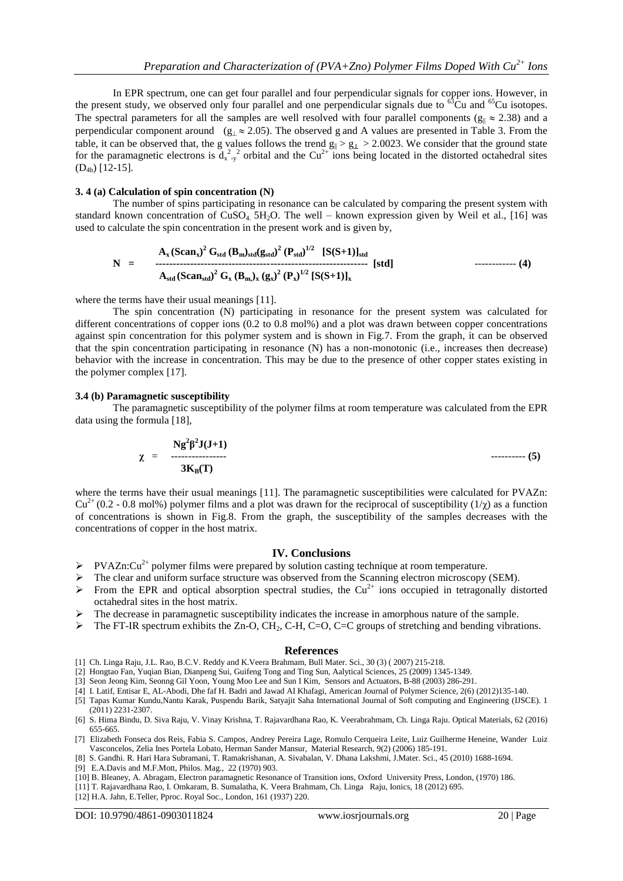In EPR spectrum, one can get four parallel and four perpendicular signals for copper ions. However, in the present study, we observed only four parallel and one perpendicular signals due to $^{63}Cu$ and $^{65}Cu$ isotopes. The spectral parameters for all the samples are well resolved with four parallel components ($g_{\parallel} \approx 2.38$) and a perpendicular component around ($g_{\perp} \approx 2.05$). The observed g and A values are presented in Table 3. From the table, it can be observed that, the g values follows the trend $g_{\parallel} > g_{\perp} > 2.0023$. We consider that the ground state for the paramagnetic electrons is $d_{x^2-y^2}$ orbital and the $Cu^{2+}$ ions being located in the distorted octahedral sites ($D_{4h}$) [12-15].

### 3. 4 (a) Calculation of spin concentration (N)

The number of spins participating in resonance can be calculated by comparing the present system with standard known concentration of $CuSO_4.5H_2O$. The well – known expression given by Weil et al., [16] was used to calculate the spin concentration in the present work and is given by,

$$N = \frac{A_x (Scan_x)^2 G_{std} (B_m)_{std} (g_{std})^2 (P_{std})^{1/2} [S(S+1)]_{std}}{A_{std} (Scan_{std})^2 G_x (B_m)_x (g_x)^2 (P_x)^{1/2} [S(S+1)]_x} [std] \quad \text{------------ (4)}$$

where the terms have their usual meanings [11].

The spin concentration (N) participating in resonance for the present system was calculated for different concentrations of copper ions (0.2 to 0.8 mol%) and a plot was drawn between copper concentrations against spin concentration for this polymer system and is shown in Fig.7. From the graph, it can be observed that the spin concentration participating in resonance (N) has a non-monotonic (i.e., increases then decrease) behavior with the increase in concentration. This may be due to the presence of other copper states existing in the polymer complex [17].

### 3.4 (b) Paramagnetic susceptibility

The paramagnetic susceptibility of the polymer films at room temperature was calculated from the EPR data using the formula [18],

$$\chi = \frac{N g^2 \beta^2 J(J+1)}{3K_B(T)} \quad \text{---------- (5)}$$

where the terms have their usual meanings [11]. The paramagnetic susceptibilities were calculated for PVAZn: $Cu^{2+}$ (0.2 - 0.8 mol%) polymer films and a plot was drawn for the reciprocal of susceptibility ($1/\chi$) as a function of concentrations is shown in Fig.8. From the graph, the susceptibility of the samples decreases with the concentrations of copper in the host matrix.

## IV. Conclusions

- PVAZn:$Cu^{2+}$ polymer films were prepared by solution casting technique at room temperature.
- The clear and uniform surface structure was observed from the Scanning electron microscopy (SEM).
- From the EPR and optical absorption spectral studies, the $Cu^{2+}$ ions occupied in tetragonally distorted octahedral sites in the host matrix.
- The decrease in paramagnetic susceptibility indicates the increase in amorphous nature of the sample.
- The FT-IR spectrum exhibits the Zn-O, $CH_2$, C-H, C=O, C=C groups of stretching and bending vibrations.

## References

[1] Ch. Linga Raju, J.L. Rao, B.C.V. Reddy and K.Veera Brahmam, Bull Mater. Sci., 30 (3) ( 2007) 215-218.
[2] Hongtao Fan, Yuqian Bian, Dianpeng Sui, Guifeng Tong and Ting Sun, Aalytical Sciences, 25 (2009) 1345-1349.
[3] Seon Jeong Kim, Seonng Gil Yoon, Young Moo Lee and Sun I Kim, Sensors and Actuators, B-88 (2003) 286-291.
[4] I. Latif, Entisar E, AL-Abodi, Dhe faf H. Badri and Jawad AI Khafagi, American Journal of Polymer Science, 2(6) (2012)135-140.
[5] Tapas Kumar Kundu,Nantu Karak, Puspendu Barik, Satyajit Saha International Journal of Soft computing and Engineering (IJSCE). 1 (2011) 2231-2307.
[6] S. Hima Bindu, D. Siva Raju, V. Vinay Krishna, T. Rajavardhana Rao, K. Veerabrahmam, Ch. Linga Raju. Optical Materials, 62 (2016) 655-665.
[7] Elizabeth Fonseca dos Reis, Fabia S. Campos, Andrey Pereira Lage, Romulo Cerqueira Leite, Luiz Guilherme Heneine, Wander Luiz Vasconcelos, Zelia Ines Portela Lobato, Herman Sander Mansur, Material Research, 9(2) (2006) 185-191.
[8] S. Gandhi. R. Hari Hara Subramani, T. Ramakrishanan, A. Sivabalan, V. Dhana Lakshmi, J.Mater. Sci., 45 (2010) 1688-1694.
[9] E.A.Davis and M.F.Mott, Philos. Mag., 22 (1970) 903.
[10] B. Bleaney, A. Abragam, Electron paramagnetic Resonance of Transition ions, Oxford University Press, London, (1970) 186.
[11] T. Rajavardhana Rao, I. Omkaram, B. Sumalatha, K. Veera Brahmam, Ch. Linga Raju, Ionics, 18 (2012) 695.
[12] H.A. Jahn, E.Teller, Pproc. Royal Soc., London, 161 (1937) 220.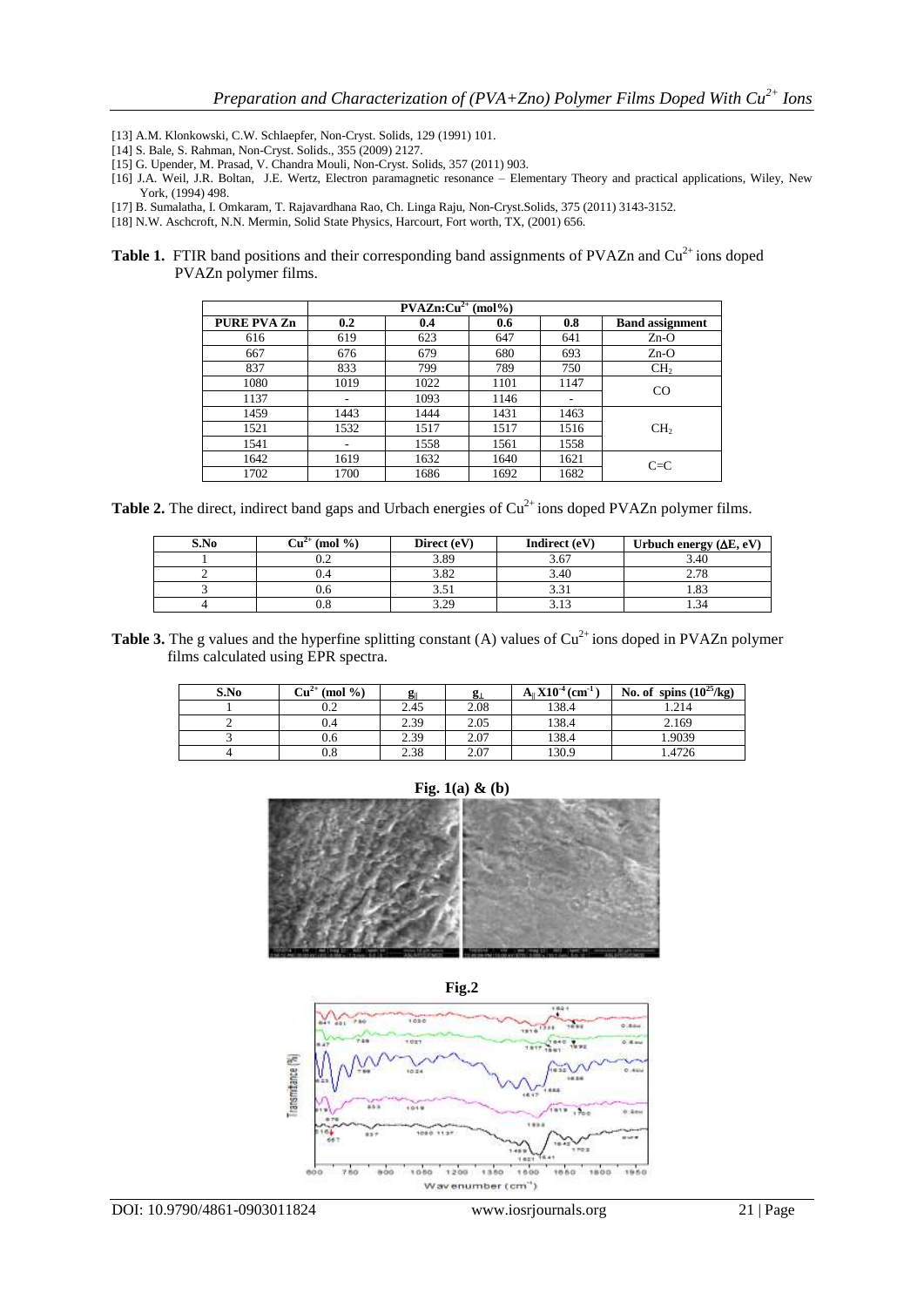[13] A.M. Klonkowski, C.W. Schlaepfer, Non-Cryst. Solids, 129 (1991) 101.
[14] S. Bale, S. Rahman, Non-Cryst. Solids., 355 (2009) 2127.
[15] G. Upender, M. Prasad, V. Chandra Mouli, Non-Cryst. Solids, 357 (2011) 903.
[16] J.A. Weil, J.R. Boltan, J.E. Wertz, Electron paramagnetic resonance – Elementary Theory and practical applications, Wiley, New York, (1994) 498.
[17] B. Sumalatha, I. Omkaram, T. Rajavardhana Rao, Ch. Linga Raju, Non-Cryst.Solids, 375 (2011) 3143-3152.
[18] N.W. Aschcroft, N.N. Mermin, Solid State Physics, Harcourt, Fort worth, TX, (2001) 656.

**Table 1.** FTIR band positions and their corresponding band assignments of PVAZn and $Cu^{2+}$ ions doped PVAZn polymer films.

| | PVAZn:$Cu^{2+}$ (mol%) | | | | |
|---|---|---|---|---|---|
| **PURE PVA Zn** | **0.2** | **0.4** | **0.6** | **0.8** | **Band assignment** |
| 616 | 619 | 623 | 647 | 641 | Zn-O |
| 667 | 676 | 679 | 680 | 693 | Zn-O |
| 837 | 833 | 799 | 789 | 750 | $CH_2$ |
| 1080 | 1019 | 1022 | 1101 | 1147 | CO |
| 1137 | - | 1093 | 1146 | - | |
| 1459 | 1443 | 1444 | 1431 | 1463 | $CH_2$ |
| 1521 | 1532 | 1517 | 1517 | 1516 | |
| 1541 | - | 1558 | 1561 | 1558 | |
| 1642 | 1619 | 1632 | 1640 | 1621 | C=C |
| 1702 | 1700 | 1686 | 1692 | 1682 | |

**Table 2.** The direct, indirect band gaps and Urbach energies of $Cu^{2+}$ ions doped PVAZn polymer films.

| S.No | $Cu^{2+}$ (mol %) | Direct (eV) | Indirect (eV) | Urbuch energy ($\Delta E$, eV) |
|---|---|---|---|---|
| 1 | 0.2 | 3.89 | 3.67 | 3.40 |
| 2 | 0.4 | 3.82 | 3.40 | 2.78 |
| 3 | 0.6 | 3.51 | 3.31 | 1.83 |
| 4 | 0.8 | 3.29 | 3.13 | 1.34 |

**Table 3.** The g values and the hyperfine splitting constant (A) values of $Cu^{2+}$ ions doped in PVAZn polymer films calculated using EPR spectra.

| S.No | $Cu^{2+}$ (mol %) | $g_{\parallel}$ | $g_{\perp}$ | $A_{\parallel} X10^{-4}$ ($cm^{-1}$) | No. of spins ($10^{25}$/kg) |
|---|---|---|---|---|---|
| 1 | 0.2 | 2.45 | 2.08 | 138.4 | 1.214 |
| 2 | 0.4 | 2.39 | 2.05 | 138.4 | 2.169 |
| 3 | 0.6 | 2.39 | 2.07 | 138.4 | 1.9039 |
| 4 | 0.8 | 2.38 | 2.07 | 130.9 | 1.4726 |

**Fig. 1(a) & (b)**

**Fig.2**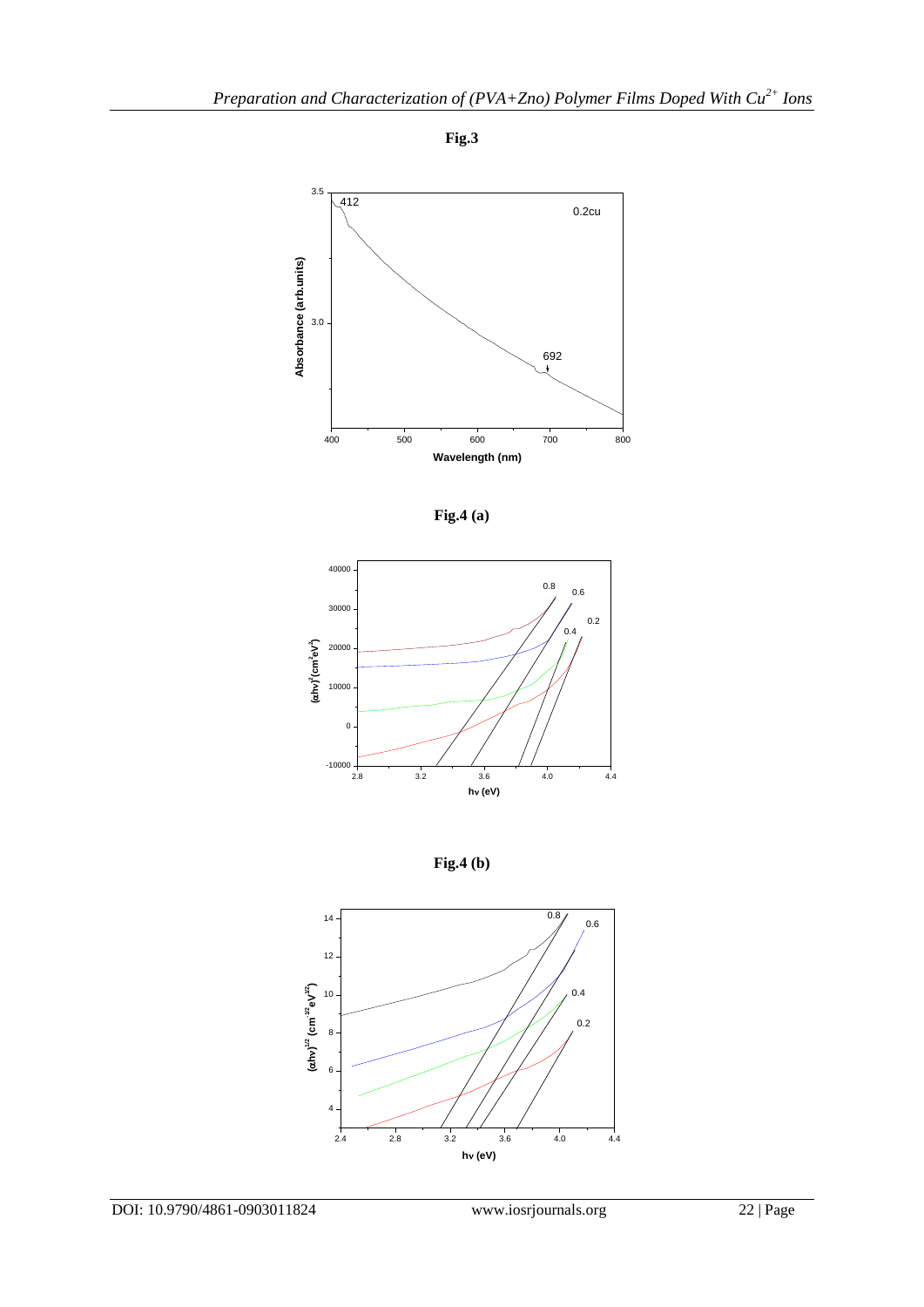**Fig.3**

**Fig.4 (a)**

**Fig.4 (b)**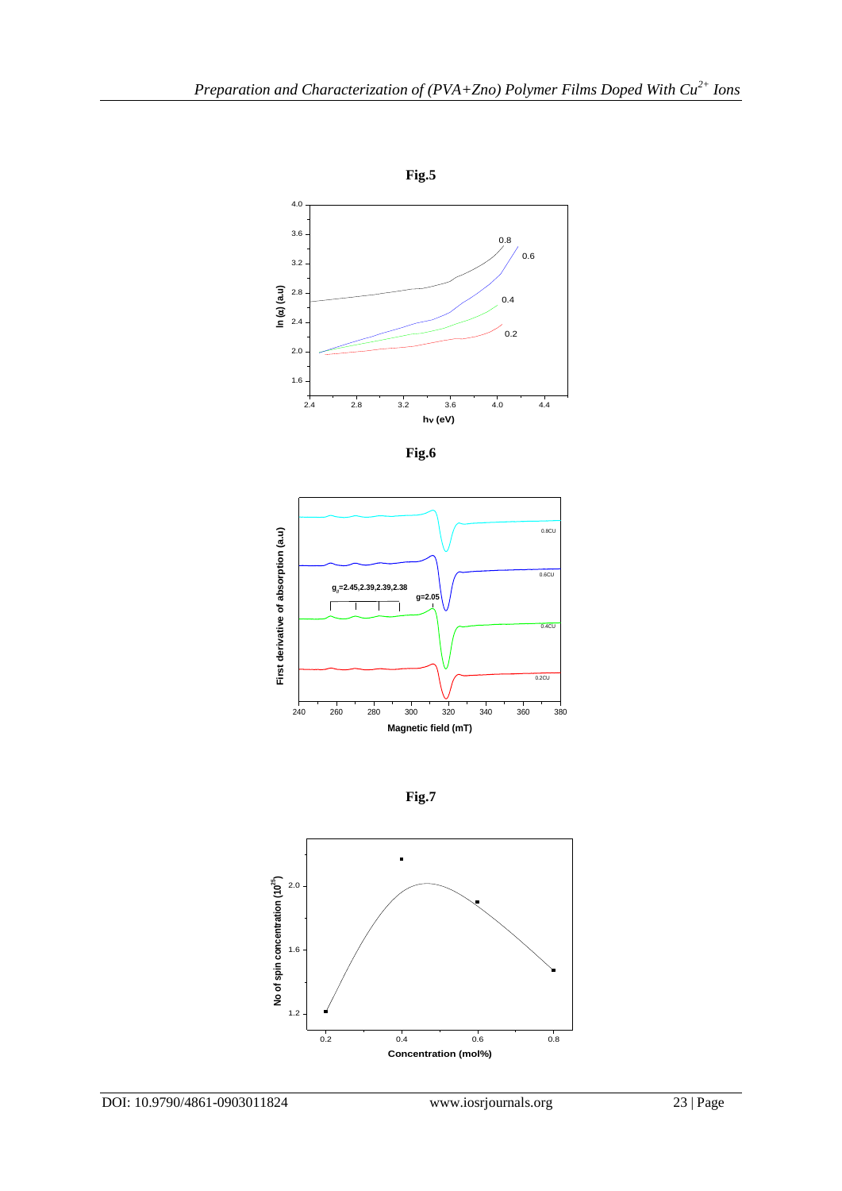**Fig.5**

**Fig.6**

**Fig.7**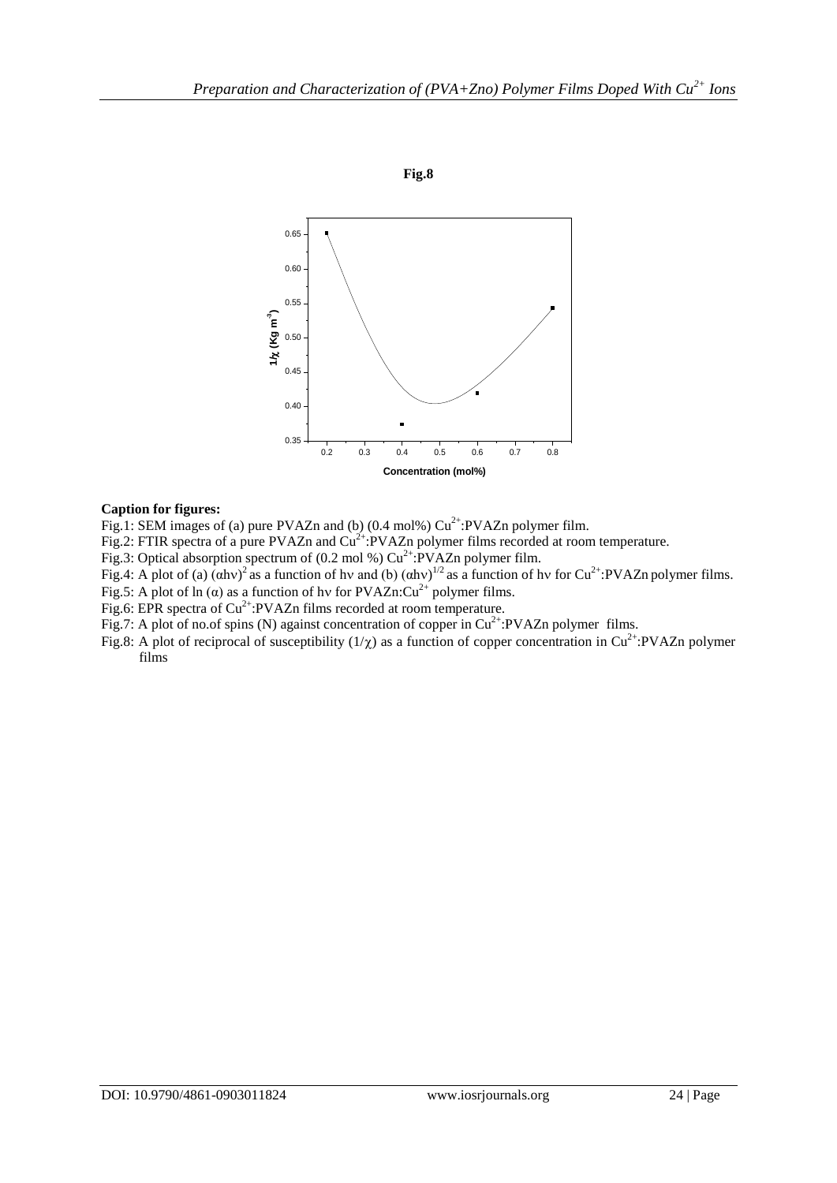**Fig.8**

0.65
0.60
0.55
0.50
0.45
0.40
0.35

$1/\chi$ (Kg m$^{-3}$)

0.2 0.3 0.4 0.5 0.6 0.7 0.8

Concentration (mol%)

**Caption for figures:**

Fig.1: SEM images of (a) pure PVAZn and (b) (0.4 mol%) $Cu^{2+}$:PVAZn polymer film.

Fig.2: FTIR spectra of a pure PVAZn and $Cu^{2+}$:PVAZn polymer films recorded at room temperature.

Fig.3: Optical absorption spectrum of (0.2 mol %) $Cu^{2+}$:PVAZn polymer film.

Fig.4: A plot of (a) $(\alpha h\nu)^2$ as a function of hν and (b) $(\alpha h\nu)^{1/2}$ as a function of hν for $Cu^{2+}$:PVAZn polymer films.

Fig.5: A plot of ln (α) as a function of hν for PVAZn:$Cu^{2+}$ polymer films.

Fig.6: EPR spectra of $Cu^{2+}$:PVAZn films recorded at room temperature.

Fig.7: A plot of no.of spins (N) against concentration of copper in $Cu^{2+}$:PVAZn polymer films.

Fig.8: A plot of reciprocal of susceptibility ($1/\chi$) as a function of copper concentration in $Cu^{2+}$:PVAZn polymer films